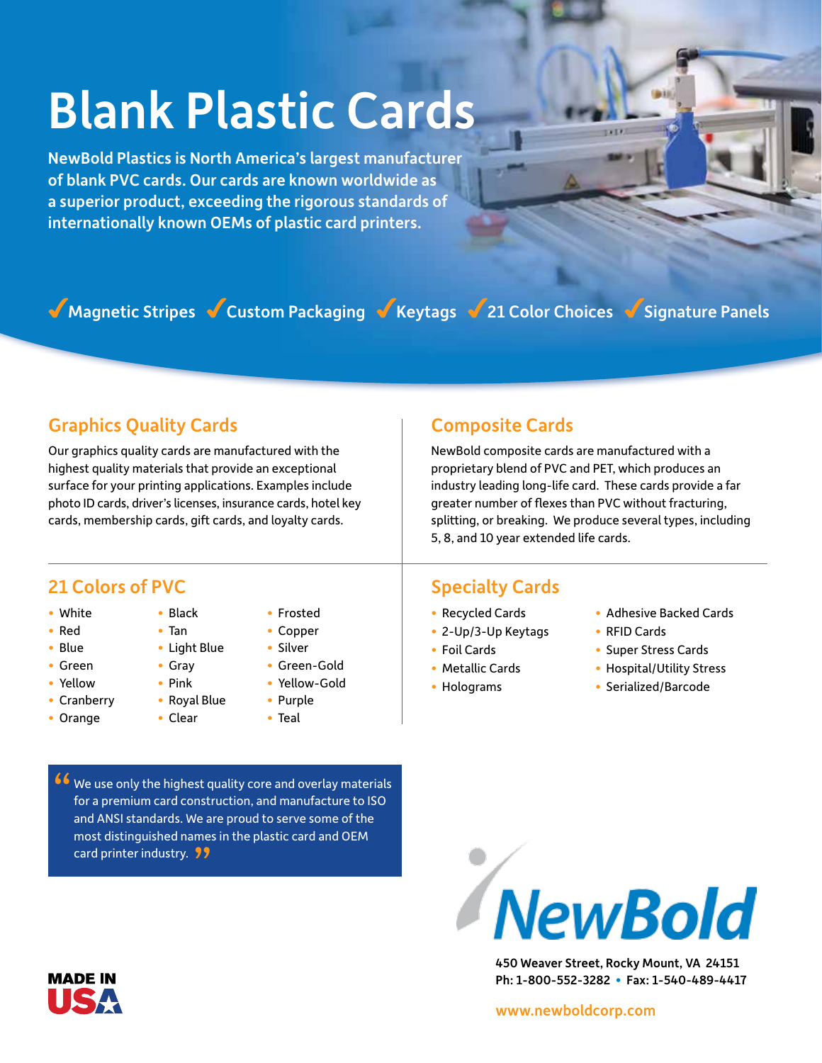# Blank Plastic Cards

**NewBold Plastics is North America's largest manufacturer of blank PVC cards. Our cards are known worldwide as a superior product, exceeding the rigorous standards of internationally known OEMs of plastic card printers.**

✓ Magnetic Stripes ✓ Custom Packaging ✓ Keytags ✓ 21 Color Choices ✓ Signature Panels

## Graphics Quality Cards

Our graphics quality cards are manufactured with the highest quality materials that provide an exceptional surface for your printing applications. Examples include photo ID cards, driver's licenses, insurance cards, hotel key cards, membership cards, gift cards, and loyalty cards.

## Composite Cards

NewBold composite cards are manufactured with a proprietary blend of PVC and PET, which produces an industry leading long-life card. These cards provide a far greater number of flexes than PVC without fracturing, splitting, or breaking. We produce several types, including 5, 8, and 10 year extended life cards.

## 21 Colors of PVC

- White
- Red
- Blue
- Green
- Yellow
- Cranberry
- Orange
- Black
- Tan
- Light Blue
- Gray
- Pink
- Royal Blue
- Clear
- Frosted
- Copper
- Silver
- Green-Gold
- Yellow-Gold
- Purple
- Teal

## Specialty Cards

- Recycled Cards
- 2-Up/3-Up Keytags
- Foil Cards
- Metallic Cards
- Holograms
- Adhesive Backed Cards
- RFID Cards
- Super Stress Cards
- Hospital/Utility Stress
- Serialized/Barcode

> "We use only the highest quality core and overlay materials for a premium card construction, and manufacture to ISO and ANSI standards. We are proud to serve some of the most distinguished names in the plastic card and OEM card printer industry."

MADE IN USA

NewBold

**450 Weaver Street, Rocky Mount, VA 24151**
**Ph: 1-800-552-3282 • Fax: 1-540-489-4417**

www.newboldcorp.com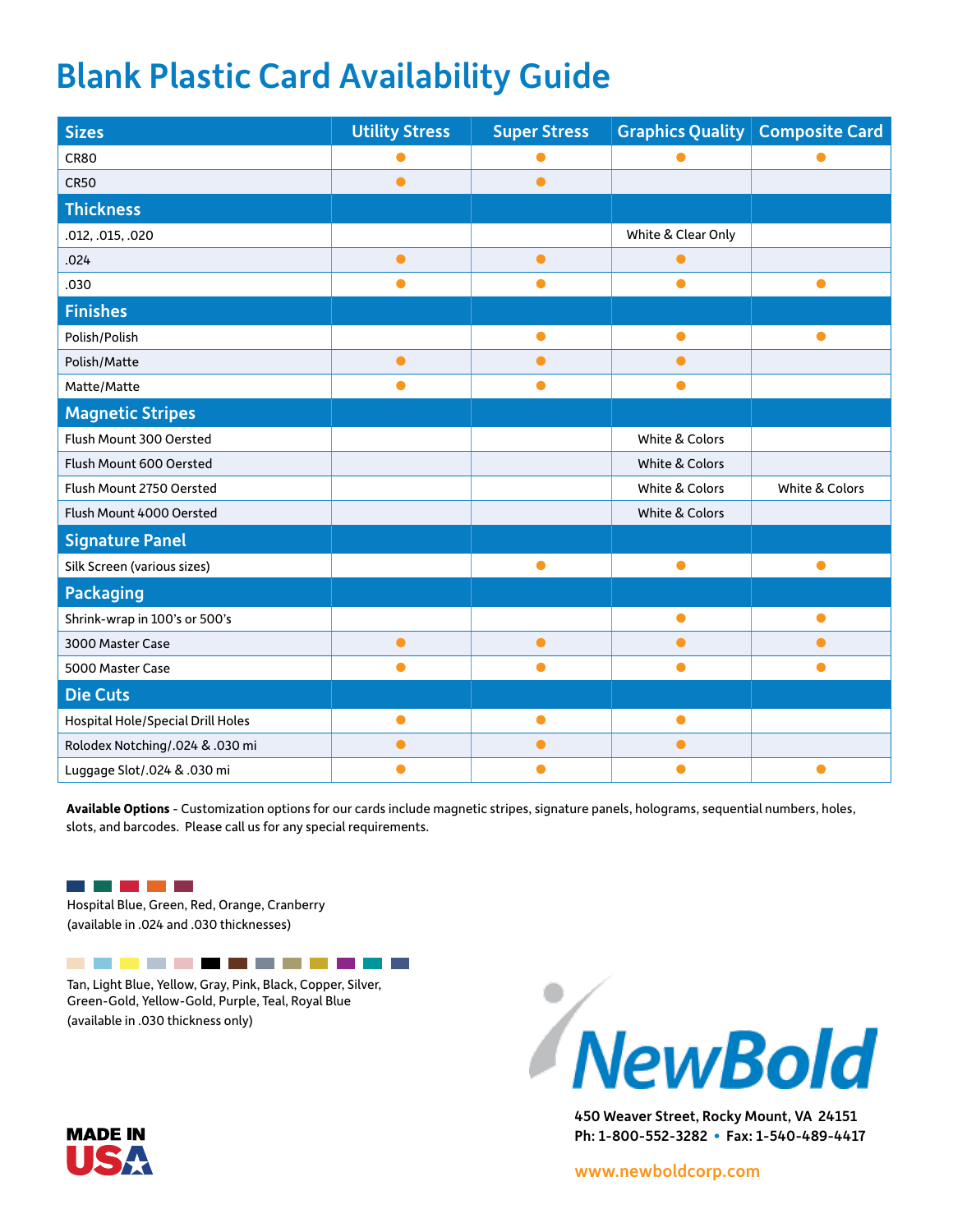# Blank Plastic Card Availability Guide

| Sizes | Utility Stress | Super Stress | Graphics Quality | Composite Card |
|---|---|---|---|---|
| CR80 | ● | ● | ● | ● |
| CR50 | ● | ● | | |
| **Thickness** | | | | |
| .012, .015, .020 | | | White & Clear Only | |
| .024 | ● | ● | ● | |
| .030 | ● | ● | ● | ● |
| **Finishes** | | | | |
| Polish/Polish | | ● | ● | ● |
| Polish/Matte | ● | ● | ● | |
| Matte/Matte | ● | ● | ● | |
| **Magnetic Stripes** | | | | |
| Flush Mount 300 Oersted | | | White & Colors | |
| Flush Mount 600 Oersted | | | White & Colors | |
| Flush Mount 2750 Oersted | | | White & Colors | White & Colors |
| Flush Mount 4000 Oersted | | | White & Colors | |
| **Signature Panel** | | | | |
| Silk Screen (various sizes) | | ● | ● | ● |
| **Packaging** | | | | |
| Shrink-wrap in 100's or 500's | | | ● | ● |
| 3000 Master Case | ● | ● | ● | ● |
| 5000 Master Case | ● | ● | ● | ● |
| **Die Cuts** | | | | |
| Hospital Hole/Special Drill Holes | ● | ● | ● | |
| Rolodex Notching/.024 & .030 mi | ● | ● | ● | |
| Luggage Slot/.024 & .030 mi | ● | ● | ● | ● |

**Available Options** - Customization options for our cards include magnetic stripes, signature panels, holograms, sequential numbers, holes, slots, and barcodes. Please call us for any special requirements.

Hospital Blue, Green, Red, Orange, Cranberry
(available in .024 and .030 thicknesses)

Tan, Light Blue, Yellow, Gray, Pink, Black, Copper, Silver, Green-Gold, Yellow-Gold, Purple, Teal, Royal Blue
(available in .030 thickness only)

NewBold

450 Weaver Street, Rocky Mount, VA 24151
Ph: 1-800-552-3282 • Fax: 1-540-489-4417

www.newboldcorp.com

MADE IN USA